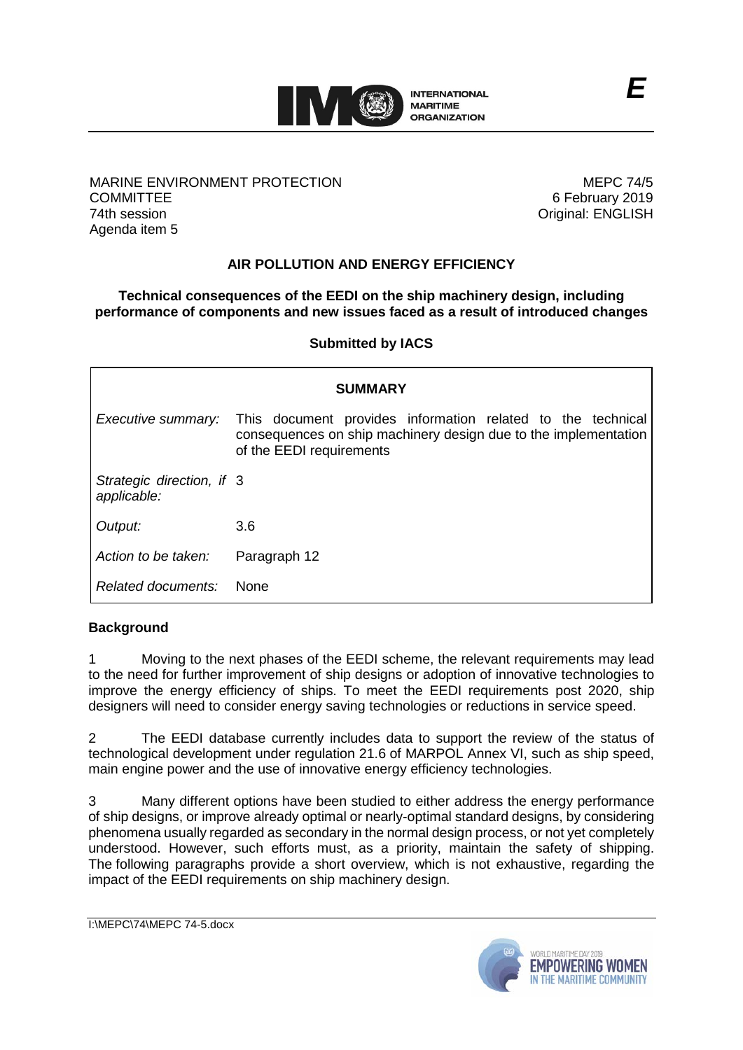**INTERNATIONAL MARITIME ORGANIZATION**

**E**

MARINE ENVIRONMENT PROTECTION COMMITTEE
74th session
Agenda item 5

MEPC 74/5
6 February 2019
Original: ENGLISH

## AIR POLLUTION AND ENERGY EFFICIENCY

### Technical consequences of the EEDI on the ship machinery design, including performance of components and new issues faced as a result of introduced changes

**Submitted by IACS**

| **SUMMARY** | |
|---|---|
| *Executive summary:* | This document provides information related to the technical consequences on ship machinery design due to the implementation of the EEDI requirements |
| *Strategic direction, if applicable:* | 3 |
| *Output:* | 3.6 |
| *Action to be taken:* | Paragraph 12 |
| *Related documents:* | None |

### Background

1 Moving to the next phases of the EEDI scheme, the relevant requirements may lead to the need for further improvement of ship designs or adoption of innovative technologies to improve the energy efficiency of ships. To meet the EEDI requirements post 2020, ship designers will need to consider energy saving technologies or reductions in service speed.

2 The EEDI database currently includes data to support the review of the status of technological development under regulation 21.6 of MARPOL Annex VI, such as ship speed, main engine power and the use of innovative energy efficiency technologies.

3 Many different options have been studied to either address the energy performance of ship designs, or improve already optimal or nearly-optimal standard designs, by considering phenomena usually regarded as secondary in the normal design process, or not yet completely understood. However, such efforts must, as a priority, maintain the safety of shipping. The following paragraphs provide a short overview, which is not exhaustive, regarding the impact of the EEDI requirements on ship machinery design.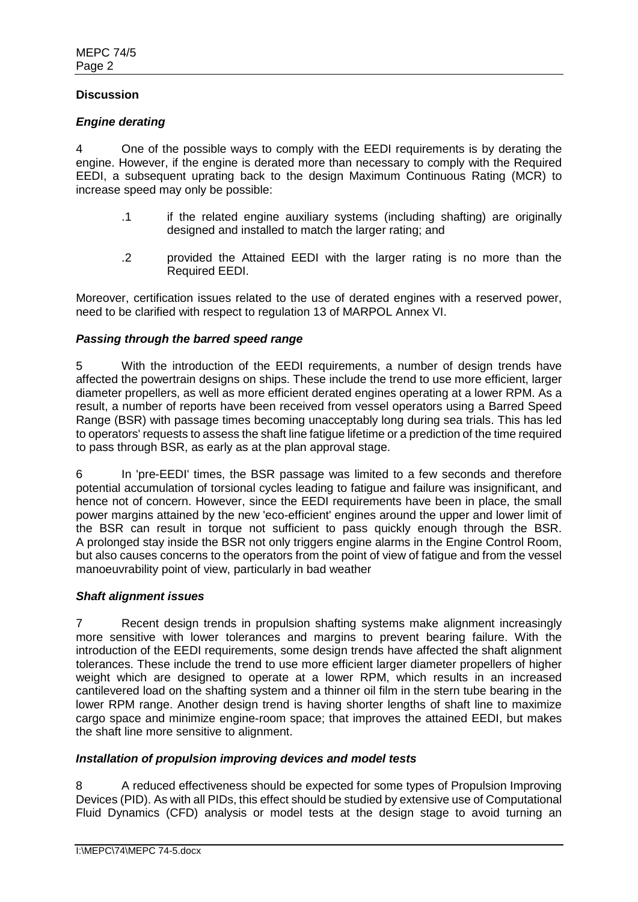**Discussion**

***Engine derating***

4 One of the possible ways to comply with the EEDI requirements is by derating the engine. However, if the engine is derated more than necessary to comply with the Required EEDI, a subsequent uprating back to the design Maximum Continuous Rating (MCR) to increase speed may only be possible:

.1 if the related engine auxiliary systems (including shafting) are originally designed and installed to match the larger rating; and

.2 provided the Attained EEDI with the larger rating is no more than the Required EEDI.

Moreover, certification issues related to the use of derated engines with a reserved power, need to be clarified with respect to regulation 13 of MARPOL Annex VI.

***Passing through the barred speed range***

5 With the introduction of the EEDI requirements, a number of design trends have affected the powertrain designs on ships. These include the trend to use more efficient, larger diameter propellers, as well as more efficient derated engines operating at a lower RPM. As a result, a number of reports have been received from vessel operators using a Barred Speed Range (BSR) with passage times becoming unacceptably long during sea trials. This has led to operators' requests to assess the shaft line fatigue lifetime or a prediction of the time required to pass through BSR, as early as at the plan approval stage.

6 In 'pre-EEDI' times, the BSR passage was limited to a few seconds and therefore potential accumulation of torsional cycles leading to fatigue and failure was insignificant, and hence not of concern. However, since the EEDI requirements have been in place, the small power margins attained by the new 'eco-efficient' engines around the upper and lower limit of the BSR can result in torque not sufficient to pass quickly enough through the BSR. A prolonged stay inside the BSR not only triggers engine alarms in the Engine Control Room, but also causes concerns to the operators from the point of view of fatigue and from the vessel manoeuvrability point of view, particularly in bad weather

***Shaft alignment issues***

7 Recent design trends in propulsion shafting systems make alignment increasingly more sensitive with lower tolerances and margins to prevent bearing failure. With the introduction of the EEDI requirements, some design trends have affected the shaft alignment tolerances. These include the trend to use more efficient larger diameter propellers of higher weight which are designed to operate at a lower RPM, which results in an increased cantilevered load on the shafting system and a thinner oil film in the stern tube bearing in the lower RPM range. Another design trend is having shorter lengths of shaft line to maximize cargo space and minimize engine-room space; that improves the attained EEDI, but makes the shaft line more sensitive to alignment.

***Installation of propulsion improving devices and model tests***

8 A reduced effectiveness should be expected for some types of Propulsion Improving Devices (PID). As with all PIDs, this effect should be studied by extensive use of Computational Fluid Dynamics (CFD) analysis or model tests at the design stage to avoid turning an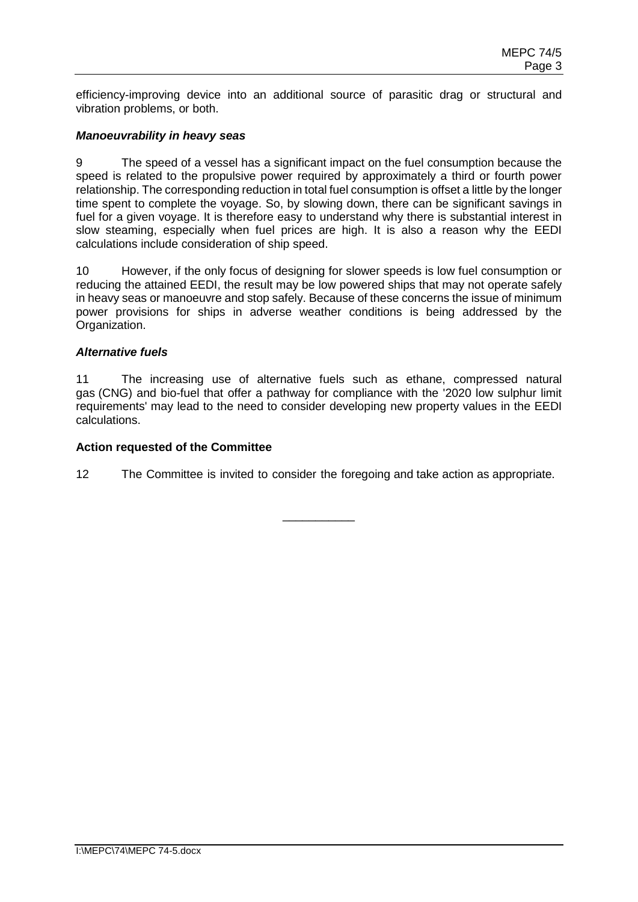efficiency-improving device into an additional source of parasitic drag or structural and vibration problems, or both.

***Manoeuvrability in heavy seas***

9 The speed of a vessel has a significant impact on the fuel consumption because the speed is related to the propulsive power required by approximately a third or fourth power relationship. The corresponding reduction in total fuel consumption is offset a little by the longer time spent to complete the voyage. So, by slowing down, there can be significant savings in fuel for a given voyage. It is therefore easy to understand why there is substantial interest in slow steaming, especially when fuel prices are high. It is also a reason why the EEDI calculations include consideration of ship speed.

10 However, if the only focus of designing for slower speeds is low fuel consumption or reducing the attained EEDI, the result may be low powered ships that may not operate safely in heavy seas or manoeuvre and stop safely. Because of these concerns the issue of minimum power provisions for ships in adverse weather conditions is being addressed by the Organization.

***Alternative fuels***

11 The increasing use of alternative fuels such as ethane, compressed natural gas (CNG) and bio-fuel that offer a pathway for compliance with the '2020 low sulphur limit requirements' may lead to the need to consider developing new property values in the EEDI calculations.

**Action requested of the Committee**

12 The Committee is invited to consider the foregoing and take action as appropriate.

___________